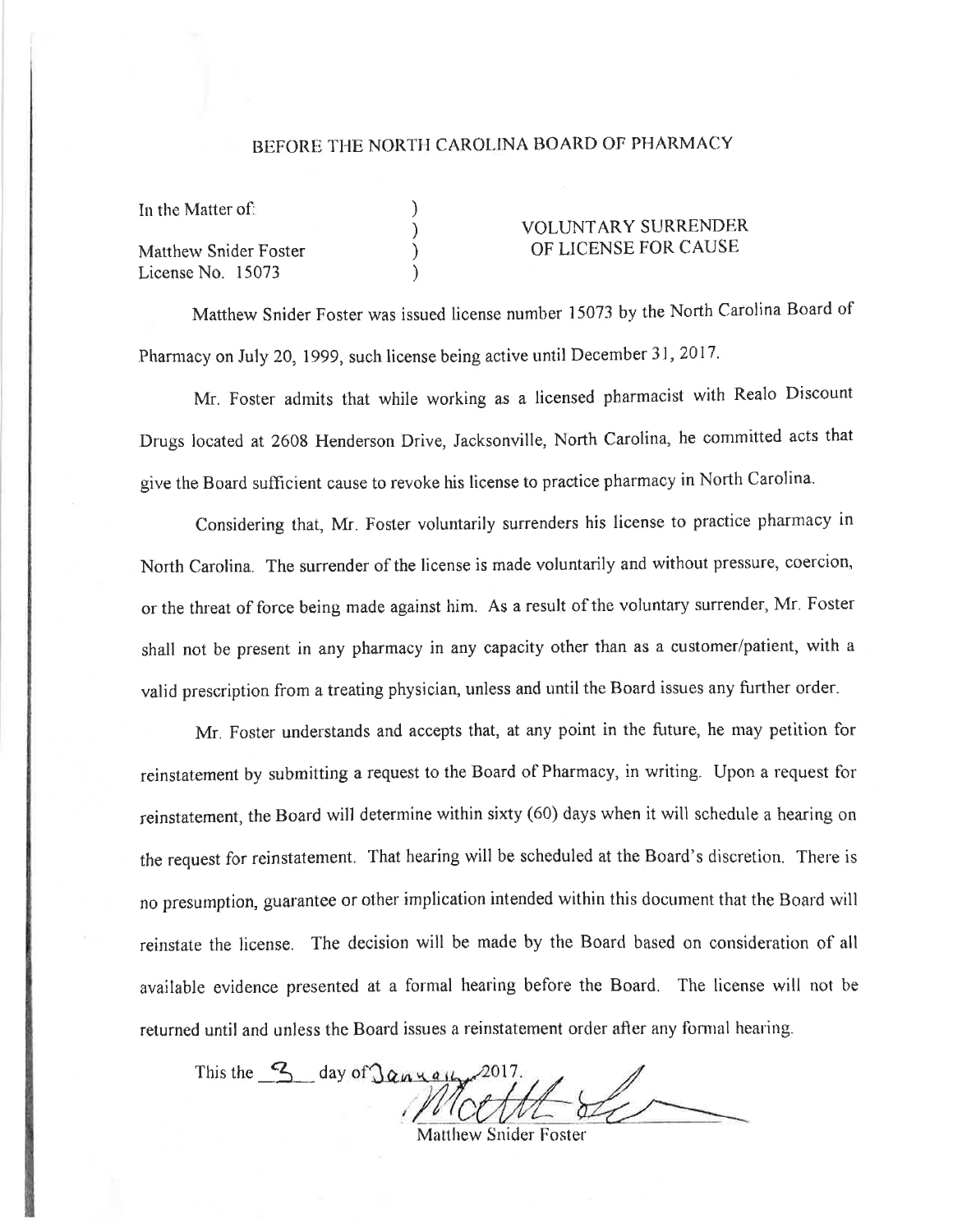# BEFORE THE NORTH CAROLINA BOARD OF PHARMACY

In the Matter of:

Matthew Snider Foster
License No. 15073

**VOLUNTARY SURRENDER OF LICENSE FOR CAUSE**

Matthew Snider Foster was issued license number 15073 by the North Carolina Board of Pharmacy on July 20, 1999, such license being active until December 31, 2017.

Mr. Foster admits that while working as a licensed pharmacist with Realo Discount Drugs located at 2608 Henderson Drive, Jacksonville, North Carolina, he committed acts that give the Board sufficient cause to revoke his license to practice pharmacy in North Carolina.

Considering that, Mr. Foster voluntarily surrenders his license to practice pharmacy in North Carolina. The surrender of the license is made voluntarily and without pressure, coercion, or the threat of force being made against him. As a result of the voluntary surrender, Mr. Foster shall not be present in any pharmacy in any capacity other than as a customer/patient, with a valid prescription from a treating physician, unless and until the Board issues any further order.

Mr. Foster understands and accepts that, at any point in the future, he may petition for reinstatement by submitting a request to the Board of Pharmacy, in writing. Upon a request for reinstatement, the Board will determine within sixty (60) days when it will schedule a hearing on the request for reinstatement. That hearing will be scheduled at the Board's discretion. There is no presumption, guarantee or other implication intended within this document that the Board will reinstate the license. The decision will be made by the Board based on consideration of all available evidence presented at a formal hearing before the Board. The license will not be returned until and unless the Board issues a reinstatement order after any formal hearing.

This the 3 day of January 2017.

Matthew Snider Foster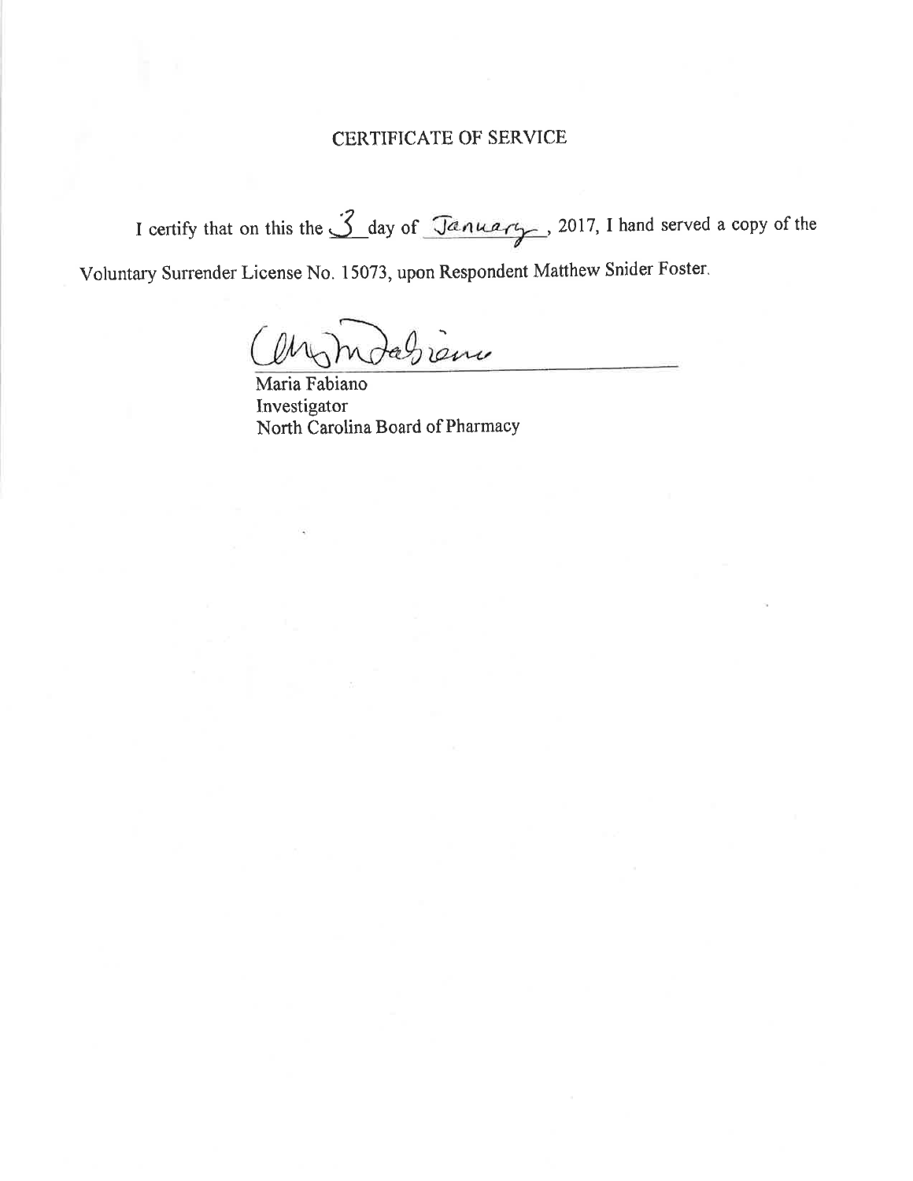# CERTIFICATE OF SERVICE

I certify that on this the 3 day of January, 2017, I hand served a copy of the Voluntary Surrender License No. 15073, upon Respondent Matthew Snider Foster.

Maria Fabiano
Investigator
North Carolina Board of Pharmacy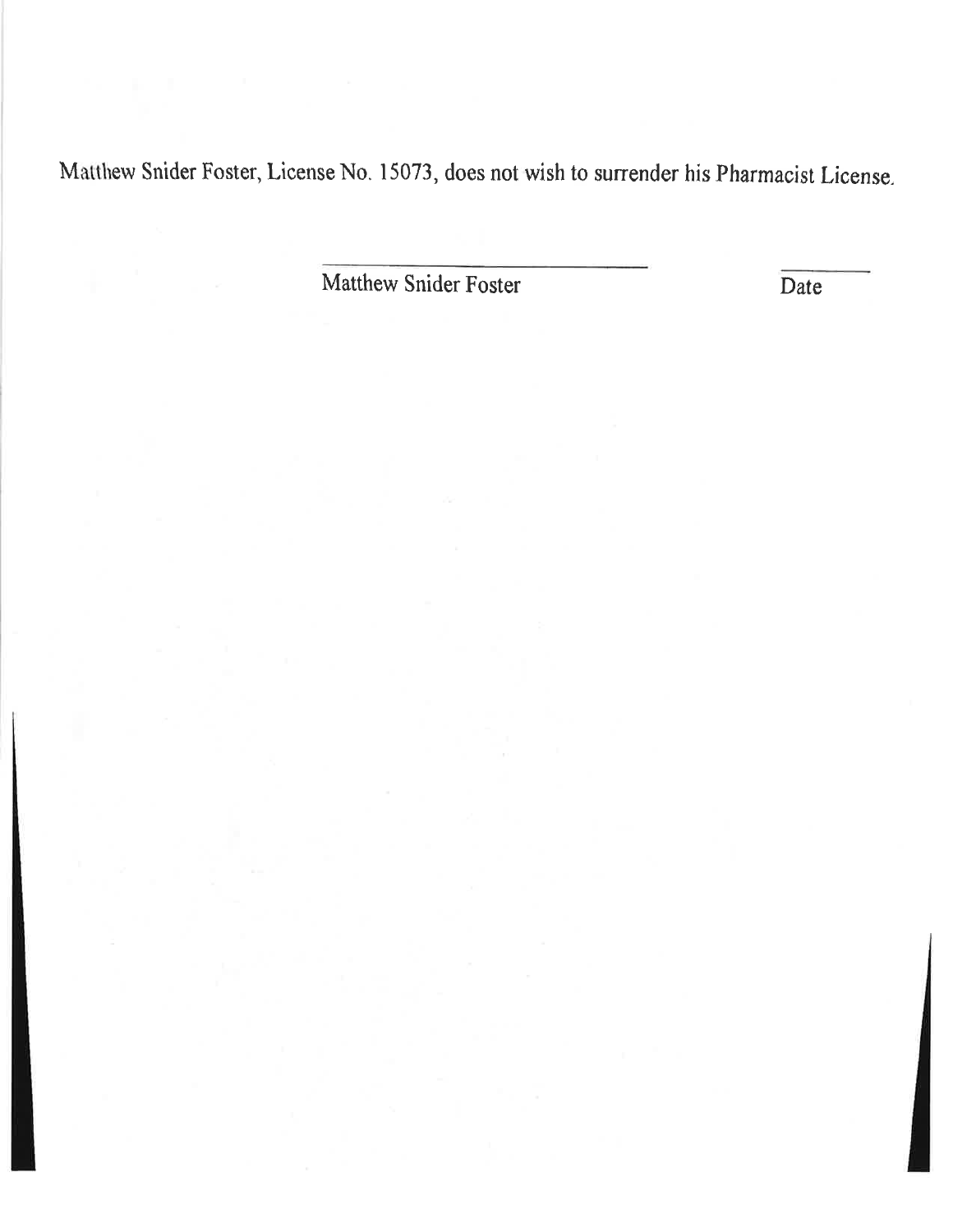Matthew Snider Foster, License No. 15073, does not wish to surrender his Pharmacist License.

\_\_\_\_\_\_\_\_\_\_\_\_\_\_\_\_\_\_\_\_\_\_\_\_\_\_\_\_\_\_ \_\_\_\_\_\_\_\_

Matthew Snider Foster Date